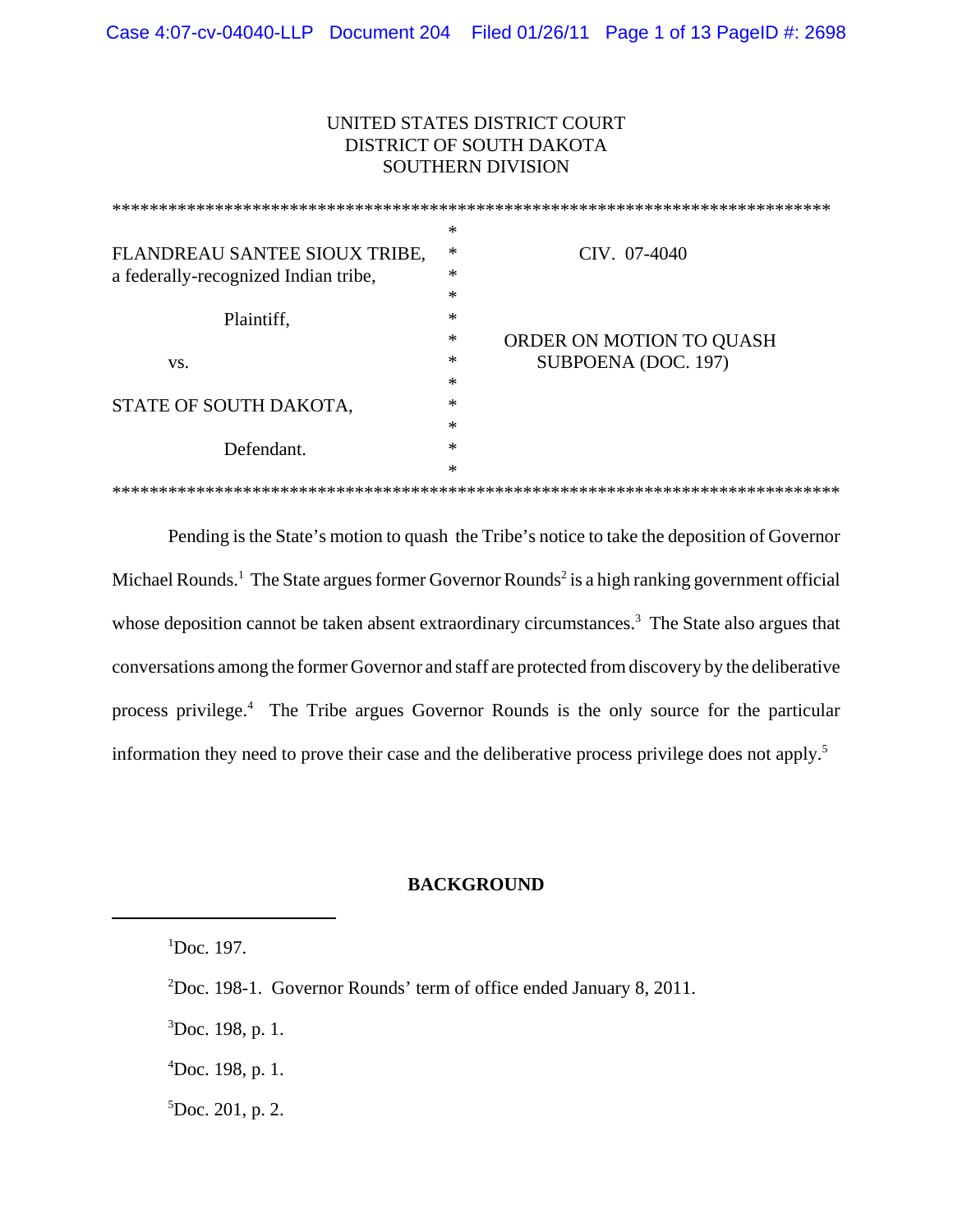UNITED STATES DISTRICT COURT
DISTRICT OF SOUTH DAKOTA
SOUTHERN DIVISION

| | | |
|---|---|---|
| FLANDREAU SANTEE SIOUX TRIBE, a federally-recognized Indian tribe, | * | CIV. 07-4040 |
| Plaintiff, | * | |
| vs. | * | ORDER ON MOTION TO QUASH SUBPOENA (DOC. 197) |
| STATE OF SOUTH DAKOTA, | * | |
| Defendant. | * | |

Pending is the State's motion to quash the Tribe's notice to take the deposition of Governor Michael Rounds.[1] The State argues former Governor Rounds[2] is a high ranking government official whose deposition cannot be taken absent extraordinary circumstances.[3] The State also argues that conversations among the former Governor and staff are protected from discovery by the deliberative process privilege.[4] The Tribe argues Governor Rounds is the only source for the particular information they need to prove their case and the deliberative process privilege does not apply.[5]

## BACKGROUND

[1]Doc. 197.

[2]Doc. 198-1. Governor Rounds' term of office ended January 8, 2011.

[3]Doc. 198, p. 1.

[4]Doc. 198, p. 1.

[5]Doc. 201, p. 2.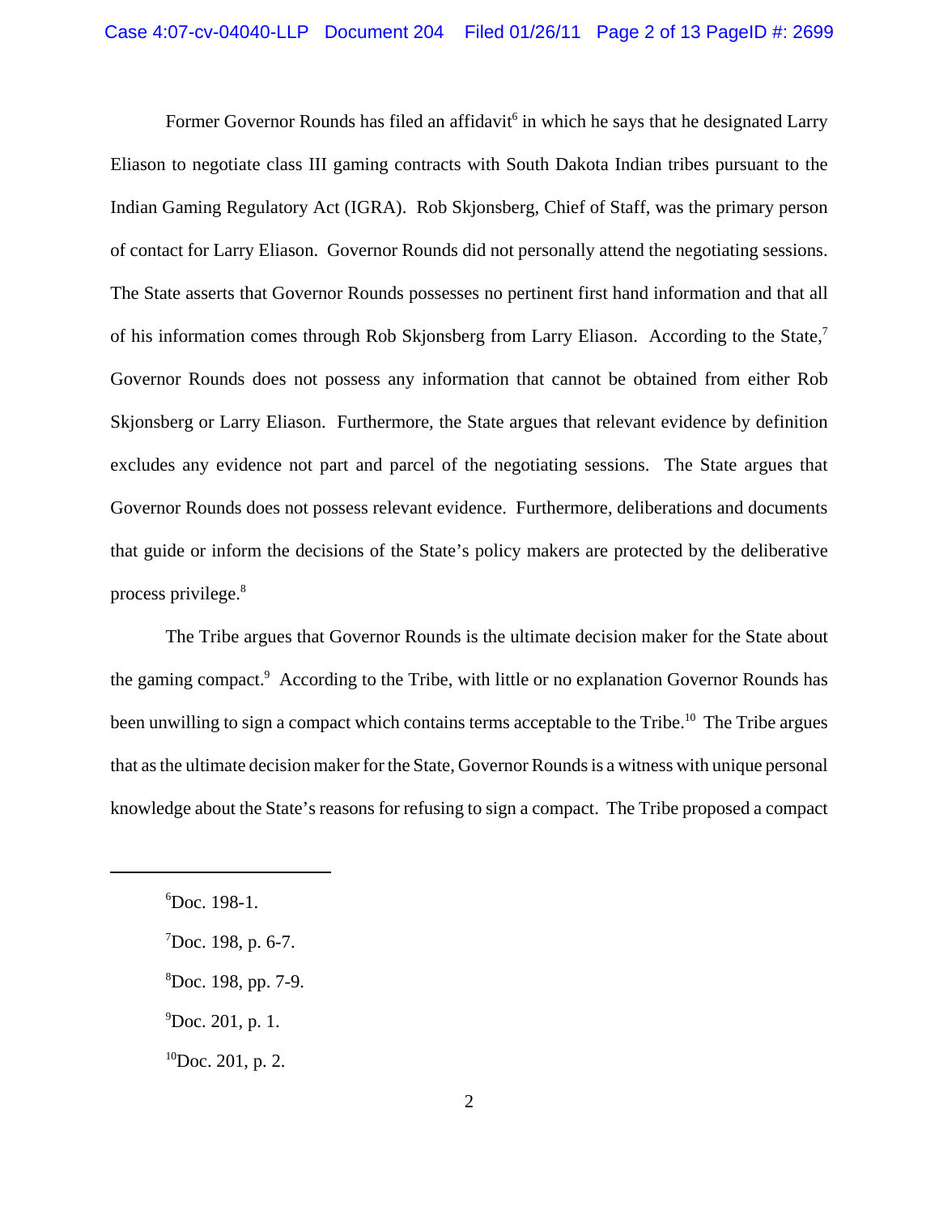Former Governor Rounds has filed an affidavit[6] in which he says that he designated Larry Eliason to negotiate class III gaming contracts with South Dakota Indian tribes pursuant to the Indian Gaming Regulatory Act (IGRA). Rob Skjonsberg, Chief of Staff, was the primary person of contact for Larry Eliason. Governor Rounds did not personally attend the negotiating sessions. The State asserts that Governor Rounds possesses no pertinent first hand information and that all of his information comes through Rob Skjonsberg from Larry Eliason. According to the State,[7] Governor Rounds does not possess any information that cannot be obtained from either Rob Skjonsberg or Larry Eliason. Furthermore, the State argues that relevant evidence by definition excludes any evidence not part and parcel of the negotiating sessions. The State argues that Governor Rounds does not possess relevant evidence. Furthermore, deliberations and documents that guide or inform the decisions of the State's policy makers are protected by the deliberative process privilege.[8]

The Tribe argues that Governor Rounds is the ultimate decision maker for the State about the gaming compact.[9] According to the Tribe, with little or no explanation Governor Rounds has been unwilling to sign a compact which contains terms acceptable to the Tribe.[10] The Tribe argues that as the ultimate decision maker for the State, Governor Rounds is a witness with unique personal knowledge about the State's reasons for refusing to sign a compact. The Tribe proposed a compact

---

[6] Doc. 198-1.

[7] Doc. 198, p. 6-7.

[8] Doc. 198, pp. 7-9.

[9] Doc. 201, p. 1.

[10] Doc. 201, p. 2.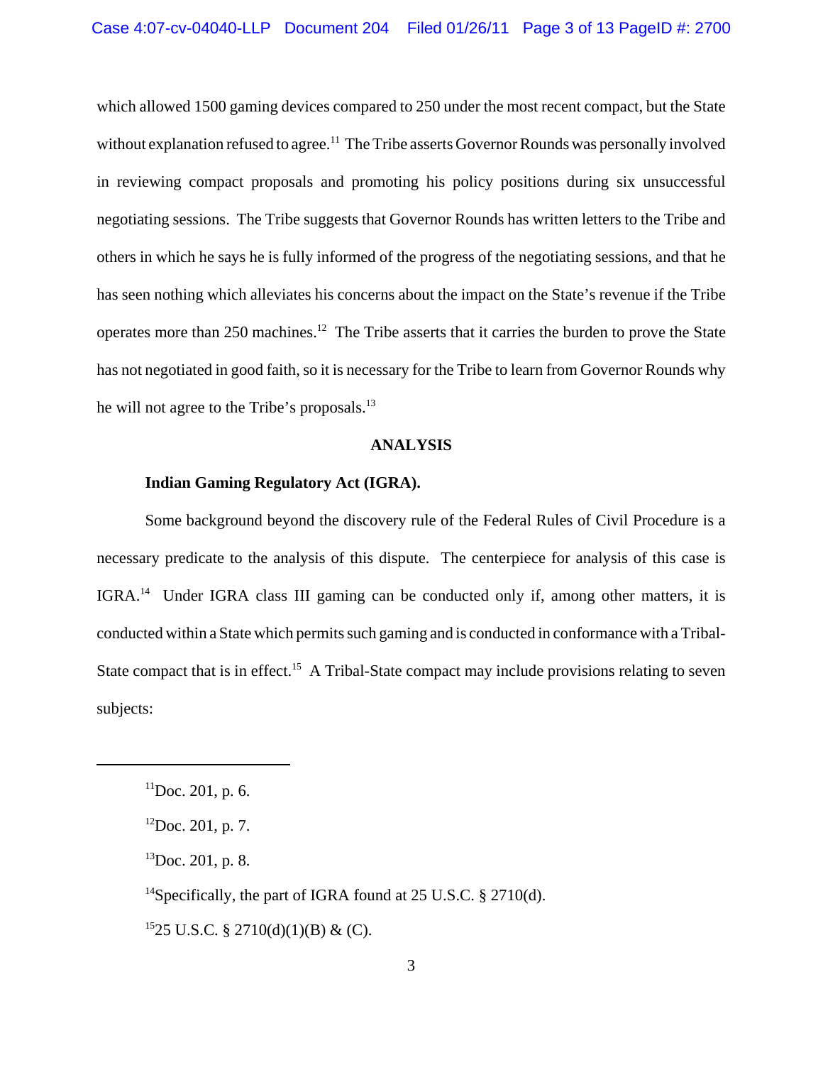which allowed 1500 gaming devices compared to 250 under the most recent compact, but the State without explanation refused to agree.[11] The Tribe asserts Governor Rounds was personally involved in reviewing compact proposals and promoting his policy positions during six unsuccessful negotiating sessions. The Tribe suggests that Governor Rounds has written letters to the Tribe and others in which he says he is fully informed of the progress of the negotiating sessions, and that he has seen nothing which alleviates his concerns about the impact on the State's revenue if the Tribe operates more than 250 machines.[12] The Tribe asserts that it carries the burden to prove the State has not negotiated in good faith, so it is necessary for the Tribe to learn from Governor Rounds why he will not agree to the Tribe's proposals.[13]

**ANALYSIS**

**Indian Gaming Regulatory Act (IGRA).**

Some background beyond the discovery rule of the Federal Rules of Civil Procedure is a necessary predicate to the analysis of this dispute. The centerpiece for analysis of this case is IGRA.[14] Under IGRA class III gaming can be conducted only if, among other matters, it is conducted within a State which permits such gaming and is conducted in conformance with a Tribal-State compact that is in effect.[15] A Tribal-State compact may include provisions relating to seven subjects:

---

[11]Doc. 201, p. 6.

[12]Doc. 201, p. 7.

[13]Doc. 201, p. 8.

[14]Specifically, the part of IGRA found at 25 U.S.C. § 2710(d).

[15]25 U.S.C. § 2710(d)(1)(B) & (C).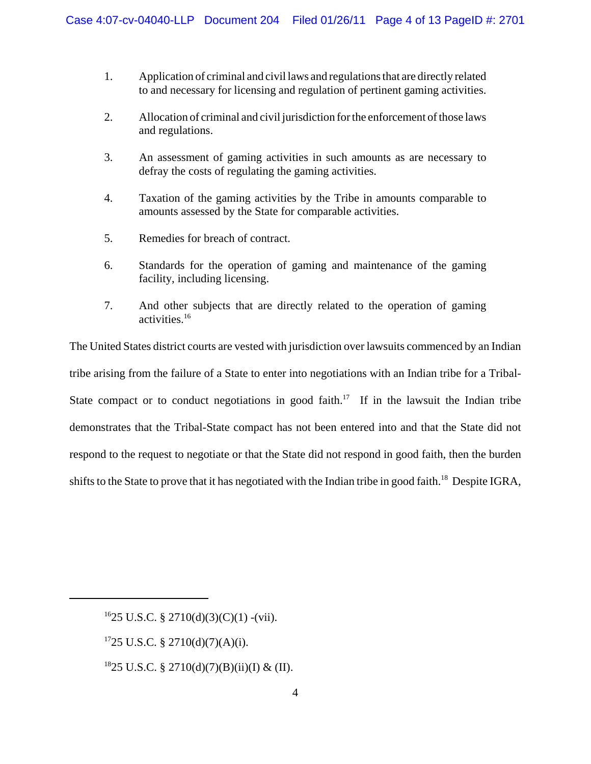1. Application of criminal and civil laws and regulations that are directly related to and necessary for licensing and regulation of pertinent gaming activities.

2. Allocation of criminal and civil jurisdiction for the enforcement of those laws and regulations.

3. An assessment of gaming activities in such amounts as are necessary to defray the costs of regulating the gaming activities.

4. Taxation of the gaming activities by the Tribe in amounts comparable to amounts assessed by the State for comparable activities.

5. Remedies for breach of contract.

6. Standards for the operation of gaming and maintenance of the gaming facility, including licensing.

7. And other subjects that are directly related to the operation of gaming activities.[16]

The United States district courts are vested with jurisdiction over lawsuits commenced by an Indian tribe arising from the failure of a State to enter into negotiations with an Indian tribe for a Tribal-State compact or to conduct negotiations in good faith.[17] If in the lawsuit the Indian tribe demonstrates that the Tribal-State compact has not been entered into and that the State did not respond to the request to negotiate or that the State did not respond in good faith, then the burden shifts to the State to prove that it has negotiated with the Indian tribe in good faith.[18] Despite IGRA,

---

[16] 25 U.S.C. § 2710(d)(3)(C)(1) -(vii).

[17] 25 U.S.C. § 2710(d)(7)(A)(i).

[18] 25 U.S.C. § 2710(d)(7)(B)(ii)(I) & (II).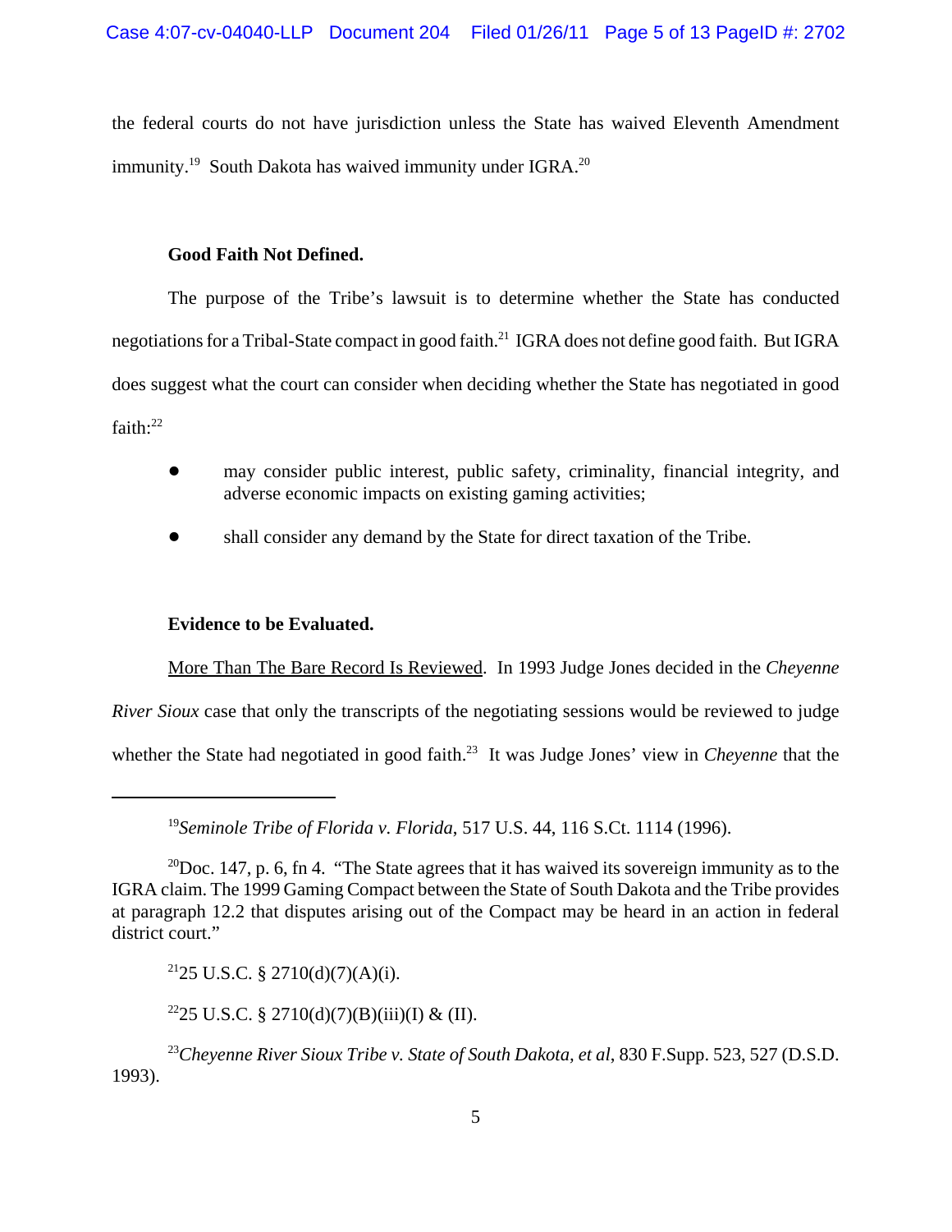the federal courts do not have jurisdiction unless the State has waived Eleventh Amendment immunity.[19] South Dakota has waived immunity under IGRA.[20]

**Good Faith Not Defined.**

The purpose of the Tribe's lawsuit is to determine whether the State has conducted negotiations for a Tribal-State compact in good faith.[21] IGRA does not define good faith. But IGRA does suggest what the court can consider when deciding whether the State has negotiated in good faith:[22]

- may consider public interest, public safety, criminality, financial integrity, and adverse economic impacts on existing gaming activities;
- shall consider any demand by the State for direct taxation of the Tribe.

**Evidence to be Evaluated.**

<u>More Than The Bare Record Is Reviewed</u>. In 1993 Judge Jones decided in the *Cheyenne River Sioux* case that only the transcripts of the negotiating sessions would be reviewed to judge whether the State had negotiated in good faith.[23] It was Judge Jones' view in *Cheyenne* that the

---

[19] *Seminole Tribe of Florida v. Florida*, 517 U.S. 44, 116 S.Ct. 1114 (1996).

[20] Doc. 147, p. 6, fn 4. "The State agrees that it has waived its sovereign immunity as to the IGRA claim. The 1999 Gaming Compact between the State of South Dakota and the Tribe provides at paragraph 12.2 that disputes arising out of the Compact may be heard in an action in federal district court."

[21] 25 U.S.C. § 2710(d)(7)(A)(i).

[22] 25 U.S.C. § 2710(d)(7)(B)(iii)(I) & (II).

[23] *Cheyenne River Sioux Tribe v. State of South Dakota, et al*, 830 F.Supp. 523, 527 (D.S.D. 1993).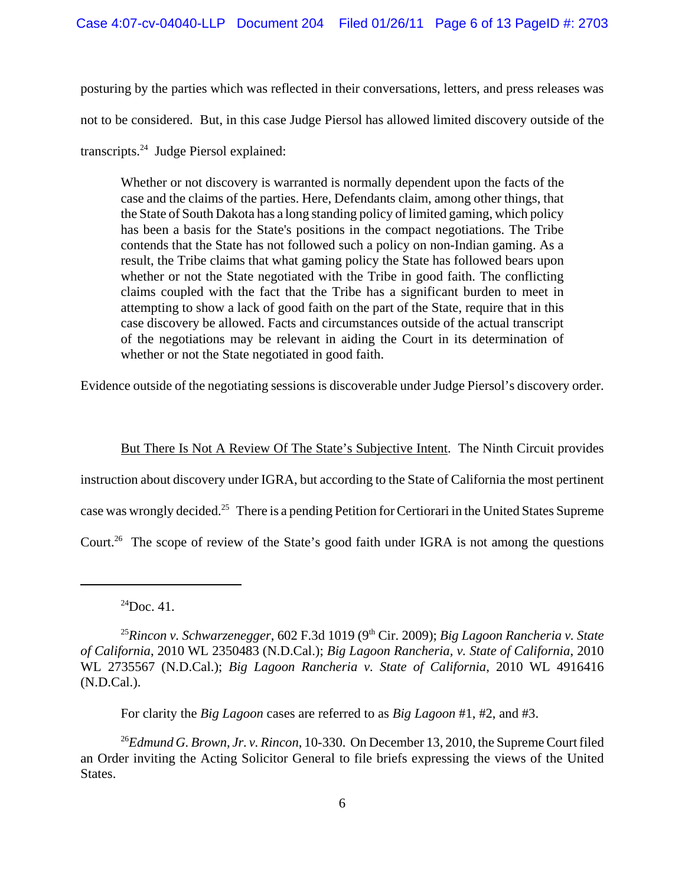posturing by the parties which was reflected in their conversations, letters, and press releases was not to be considered. But, in this case Judge Piersol has allowed limited discovery outside of the transcripts.[24] Judge Piersol explained:

> Whether or not discovery is warranted is normally dependent upon the facts of the case and the claims of the parties. Here, Defendants claim, among other things, that the State of South Dakota has a long standing policy of limited gaming, which policy has been a basis for the State's positions in the compact negotiations. The Tribe contends that the State has not followed such a policy on non-Indian gaming. As a result, the Tribe claims that what gaming policy the State has followed bears upon whether or not the State negotiated with the Tribe in good faith. The conflicting claims coupled with the fact that the Tribe has a significant burden to meet in attempting to show a lack of good faith on the part of the State, require that in this case discovery be allowed. Facts and circumstances outside of the actual transcript of the negotiations may be relevant in aiding the Court in its determination of whether or not the State negotiated in good faith.

Evidence outside of the negotiating sessions is discoverable under Judge Piersol's discovery order.

<u>But There Is Not A Review Of The State's Subjective Intent</u>. The Ninth Circuit provides instruction about discovery under IGRA, but according to the State of California the most pertinent case was wrongly decided.[25] There is a pending Petition for Certiorari in the United States Supreme Court.[26] The scope of review of the State's good faith under IGRA is not among the questions

---

[24] Doc. 41.

[25] *Rincon v. Schwarzenegger*, 602 F.3d 1019 (9th Cir. 2009); *Big Lagoon Rancheria v. State of California*, 2010 WL 2350483 (N.D.Cal.); *Big Lagoon Rancheria, v. State of California*, 2010 WL 2735567 (N.D.Cal.); *Big Lagoon Rancheria v. State of California*, 2010 WL 4916416 (N.D.Cal.).

For clarity the *Big Lagoon* cases are referred to as *Big Lagoon* #1, #2, and #3.

[26] *Edmund G. Brown, Jr. v. Rincon*, 10-330. On December 13, 2010, the Supreme Court filed an Order inviting the Acting Solicitor General to file briefs expressing the views of the United States.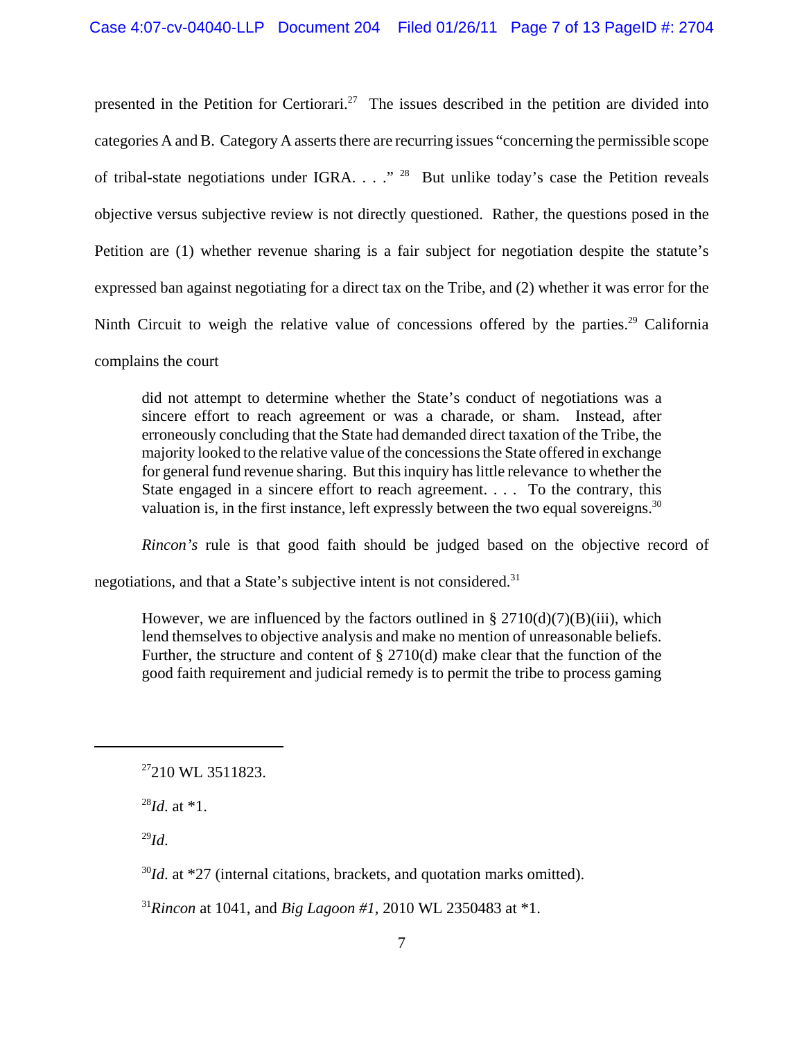presented in the Petition for Certiorari.[27] The issues described in the petition are divided into categories A and B. Category A asserts there are recurring issues "concerning the permissible scope of tribal-state negotiations under IGRA. . . ." [28] But unlike today's case the Petition reveals objective versus subjective review is not directly questioned. Rather, the questions posed in the Petition are (1) whether revenue sharing is a fair subject for negotiation despite the statute's expressed ban against negotiating for a direct tax on the Tribe, and (2) whether it was error for the Ninth Circuit to weigh the relative value of concessions offered by the parties.[29] California complains the court

> did not attempt to determine whether the State's conduct of negotiations was a sincere effort to reach agreement or was a charade, or sham. Instead, after erroneously concluding that the State had demanded direct taxation of the Tribe, the majority looked to the relative value of the concessions the State offered in exchange for general fund revenue sharing. But this inquiry has little relevance to whether the State engaged in a sincere effort to reach agreement. . . . To the contrary, this valuation is, in the first instance, left expressly between the two equal sovereigns.[30]

*Rincon's* rule is that good faith should be judged based on the objective record of negotiations, and that a State's subjective intent is not considered.[31]

> However, we are influenced by the factors outlined in § 2710(d)(7)(B)(iii), which lend themselves to objective analysis and make no mention of unreasonable beliefs. Further, the structure and content of § 2710(d) make clear that the function of the good faith requirement and judicial remedy is to permit the tribe to process gaming

---

[27] 210 WL 3511823.

[28] *Id.* at *1.

[29] *Id.*

[30] *Id.* at *27 (internal citations, brackets, and quotation marks omitted).

[31] *Rincon* at 1041, and *Big Lagoon #1*, 2010 WL 2350483 at *1.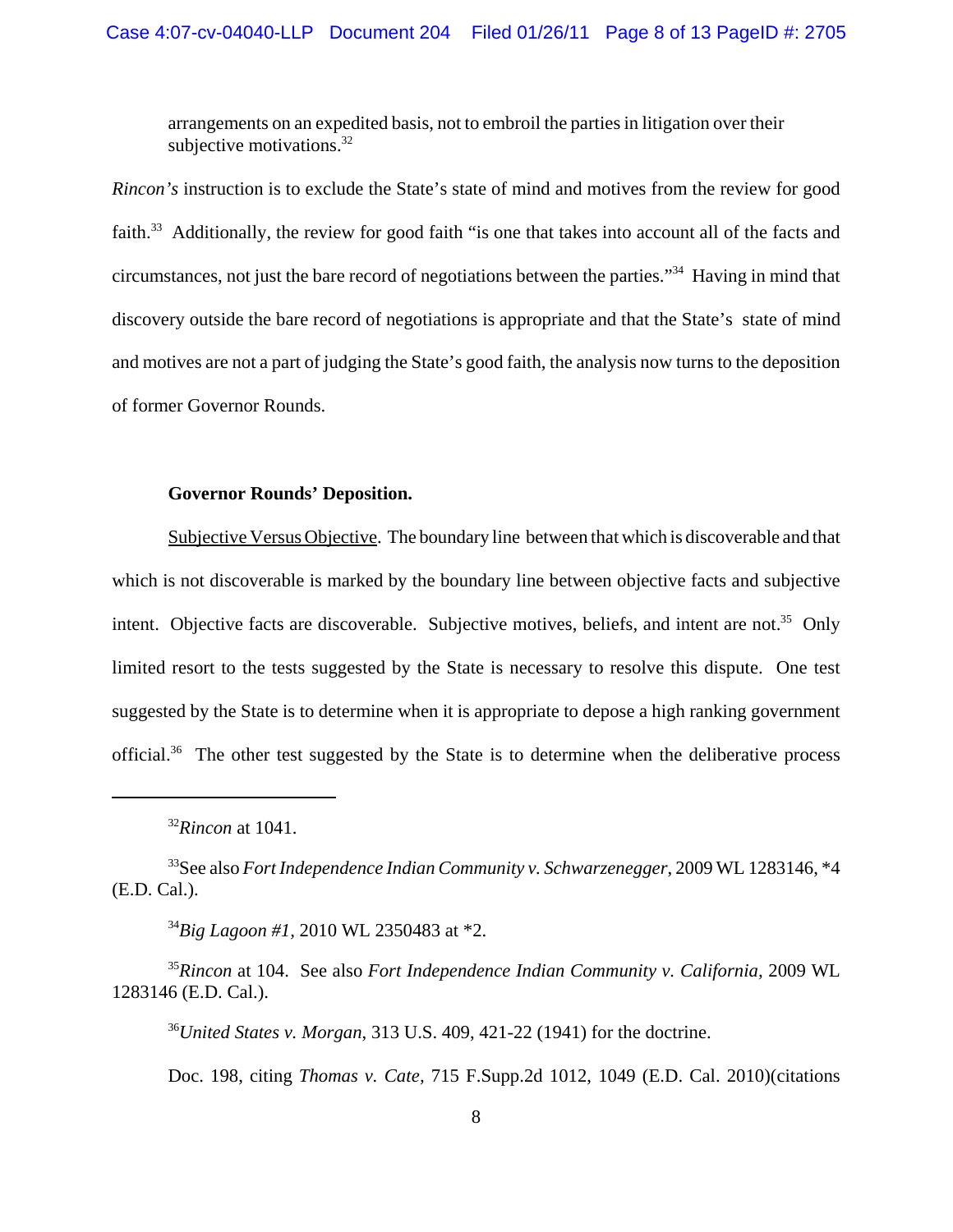arrangements on an expedited basis, not to embroil the parties in litigation over their subjective motivations.[32]

*Rincon's* instruction is to exclude the State's state of mind and motives from the review for good faith.[33] Additionally, the review for good faith "is one that takes into account all of the facts and circumstances, not just the bare record of negotiations between the parties."[34] Having in mind that discovery outside the bare record of negotiations is appropriate and that the State's state of mind and motives are not a part of judging the State's good faith, the analysis now turns to the deposition of former Governor Rounds.

**Governor Rounds' Deposition.**

Subjective Versus Objective. The boundary line between that which is discoverable and that which is not discoverable is marked by the boundary line between objective facts and subjective intent. Objective facts are discoverable. Subjective motives, beliefs, and intent are not.[35] Only limited resort to the tests suggested by the State is necessary to resolve this dispute. One test suggested by the State is to determine when it is appropriate to depose a high ranking government official.[36] The other test suggested by the State is to determine when the deliberative process

---

[32] *Rincon* at 1041.

[33] See also *Fort Independence Indian Community v. Schwarzenegger*, 2009 WL 1283146, *4 (E.D. Cal.).

[34] *Big Lagoon #1*, 2010 WL 2350483 at *2.

[35] *Rincon* at 104. See also *Fort Independence Indian Community v. California*, 2009 WL 1283146 (E.D. Cal.).

[36] *United States v. Morgan*, 313 U.S. 409, 421-22 (1941) for the doctrine.

Doc. 198, citing *Thomas v. Cate*, 715 F.Supp.2d 1012, 1049 (E.D. Cal. 2010)(citations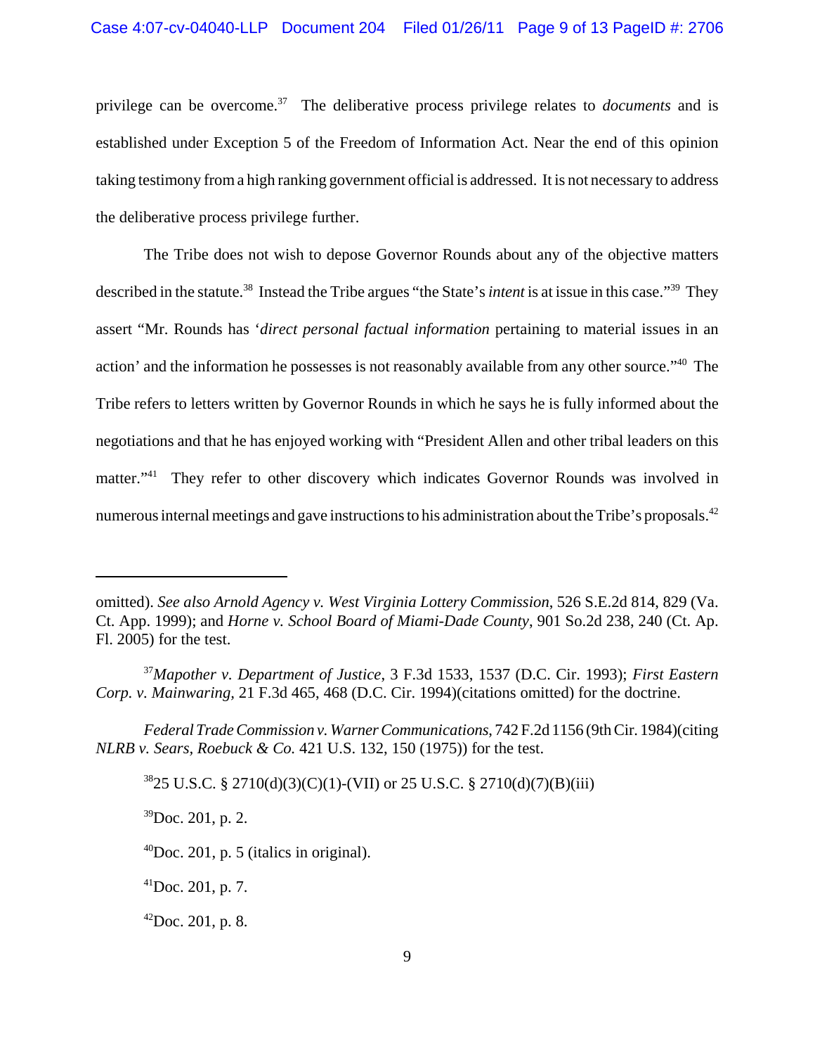privilege can be overcome.[37] The deliberative process privilege relates to *documents* and is established under Exception 5 of the Freedom of Information Act. Near the end of this opinion taking testimony from a high ranking government official is addressed. It is not necessary to address the deliberative process privilege further.

The Tribe does not wish to depose Governor Rounds about any of the objective matters described in the statute.[38] Instead the Tribe argues "the State's *intent* is at issue in this case."[39] They assert "Mr. Rounds has '*direct personal factual information* pertaining to material issues in an action' and the information he possesses is not reasonably available from any other source."[40] The Tribe refers to letters written by Governor Rounds in which he says he is fully informed about the negotiations and that he has enjoyed working with "President Allen and other tribal leaders on this matter."[41] They refer to other discovery which indicates Governor Rounds was involved in numerous internal meetings and gave instructions to his administration about the Tribe's proposals.[42]

---

omitted). *See also Arnold Agency v. West Virginia Lottery Commission*, 526 S.E.2d 814, 829 (Va. Ct. App. 1999); and *Horne v. School Board of Miami-Dade County*, 901 So.2d 238, 240 (Ct. Ap. Fl. 2005) for the test.

[37] *Mapother v. Department of Justice*, 3 F.3d 1533, 1537 (D.C. Cir. 1993); *First Eastern Corp. v. Mainwaring*, 21 F.3d 465, 468 (D.C. Cir. 1994)(citations omitted) for the doctrine.

*Federal Trade Commission v. Warner Communications*, 742 F.2d 1156 (9th Cir. 1984)(citing *NLRB v. Sears, Roebuck & Co.* 421 U.S. 132, 150 (1975)) for the test.

[38] 25 U.S.C. § 2710(d)(3)(C)(1)-(VII) or 25 U.S.C. § 2710(d)(7)(B)(iii)

[39] Doc. 201, p. 2.

[40] Doc. 201, p. 5 (italics in original).

[41] Doc. 201, p. 7.

[42] Doc. 201, p. 8.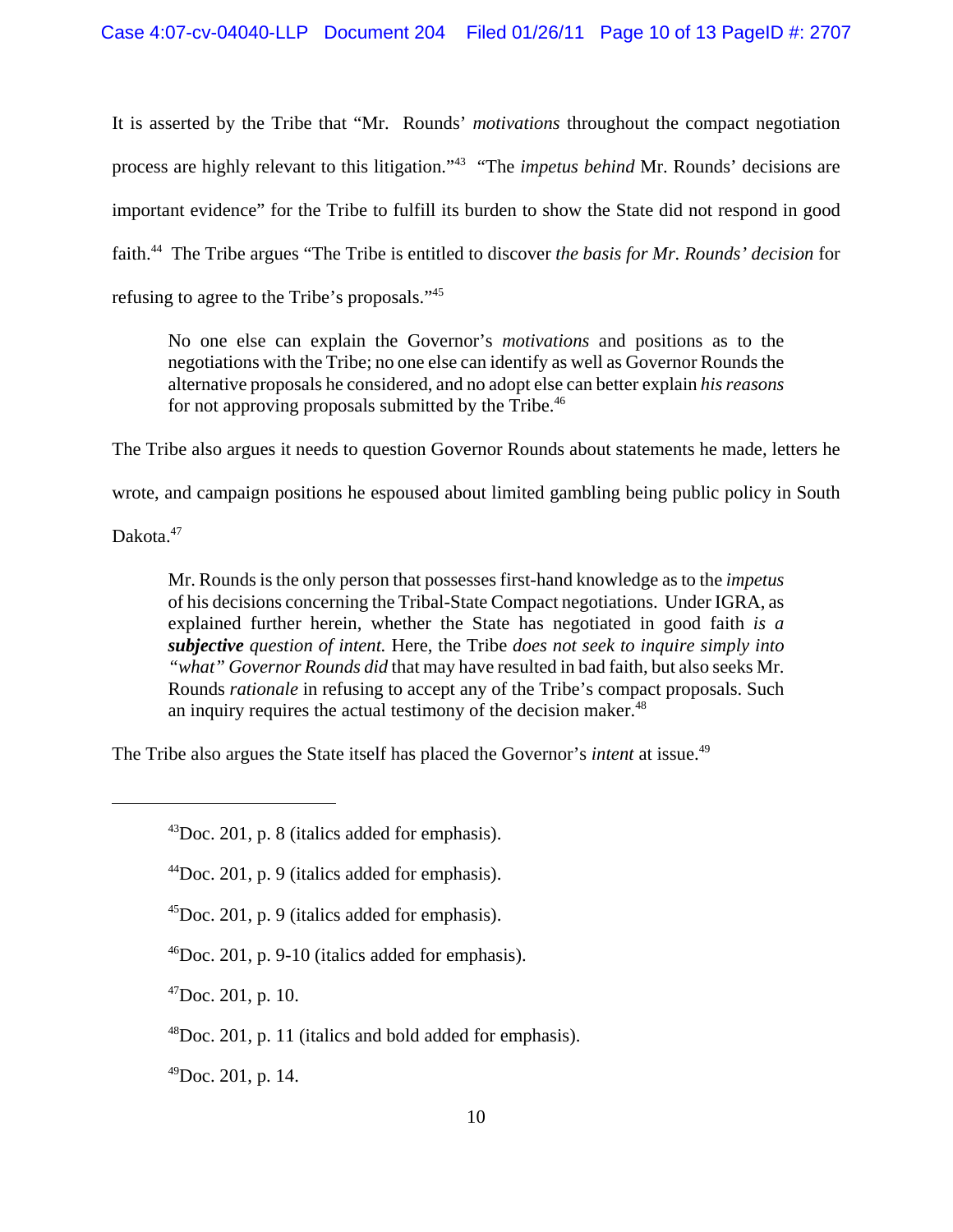It is asserted by the Tribe that "Mr. Rounds' *motivations* throughout the compact negotiation process are highly relevant to this litigation."[43] "The *impetus behind* Mr. Rounds' decisions are important evidence" for the Tribe to fulfill its burden to show the State did not respond in good faith.[44] The Tribe argues "The Tribe is entitled to discover *the basis for Mr. Rounds' decision* for refusing to agree to the Tribe's proposals."[45]

> No one else can explain the Governor's *motivations* and positions as to the negotiations with the Tribe; no one else can identify as well as Governor Rounds the alternative proposals he considered, and no adopt else can better explain *his reasons* for not approving proposals submitted by the Tribe.[46]

The Tribe also argues it needs to question Governor Rounds about statements he made, letters he wrote, and campaign positions he espoused about limited gambling being public policy in South Dakota.[47]

> Mr. Rounds is the only person that possesses first-hand knowledge as to the *impetus* of his decisions concerning the Tribal-State Compact negotiations. Under IGRA, as explained further herein, whether the State has negotiated in good faith *is a* ***subjective*** *question of intent.* Here, the Tribe *does not seek to inquire simply into "what" Governor Rounds did* that may have resulted in bad faith, but also seeks Mr. Rounds *rationale* in refusing to accept any of the Tribe's compact proposals. Such an inquiry requires the actual testimony of the decision maker.[48]

The Tribe also argues the State itself has placed the Governor's *intent* at issue.[49]

---

[43] Doc. 201, p. 8 (italics added for emphasis).

[44] Doc. 201, p. 9 (italics added for emphasis).

[45] Doc. 201, p. 9 (italics added for emphasis).

[46] Doc. 201, p. 9-10 (italics added for emphasis).

[47] Doc. 201, p. 10.

[48] Doc. 201, p. 11 (italics and bold added for emphasis).

[49] Doc. 201, p. 14.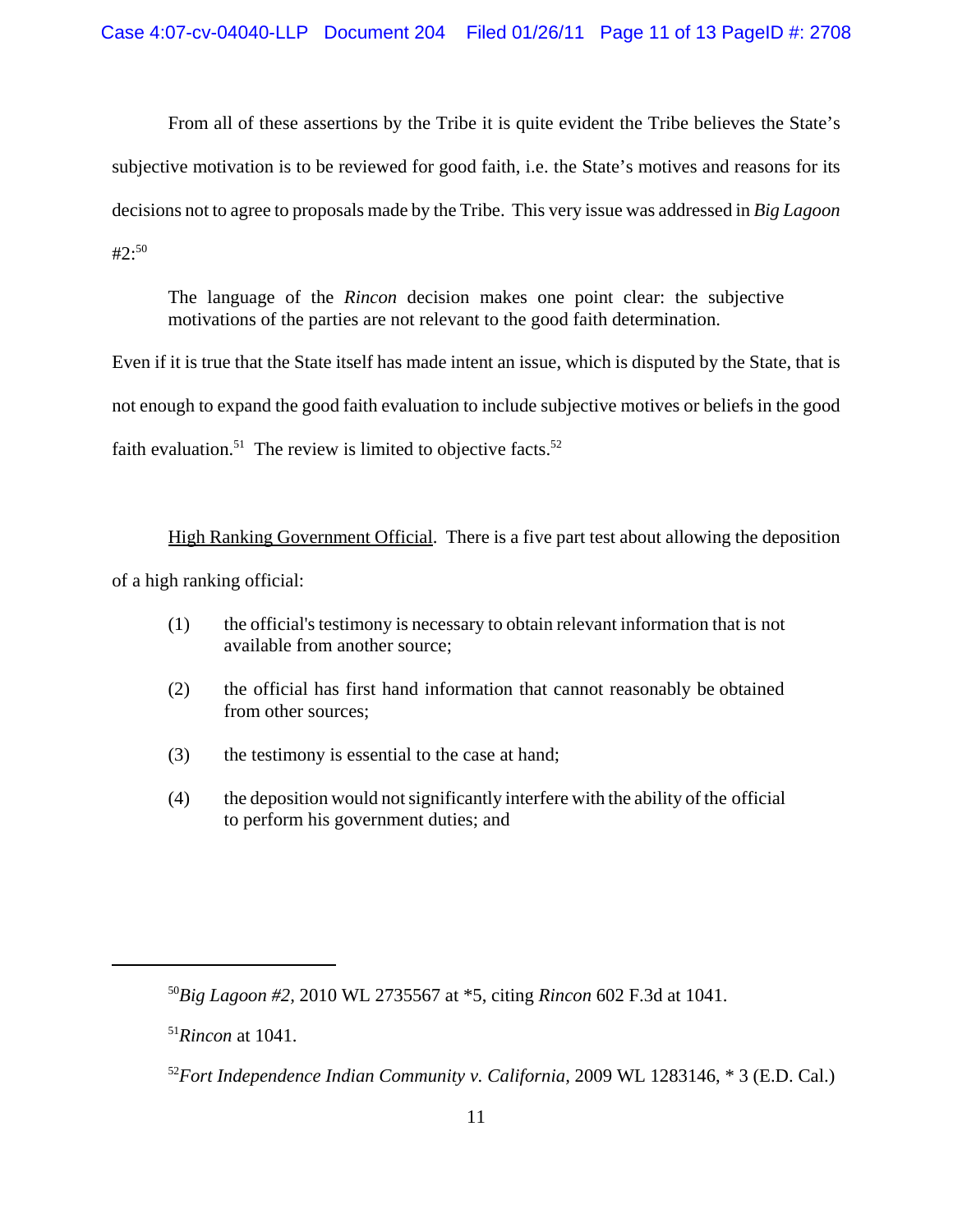From all of these assertions by the Tribe it is quite evident the Tribe believes the State's subjective motivation is to be reviewed for good faith, i.e. the State's motives and reasons for its decisions not to agree to proposals made by the Tribe. This very issue was addressed in *Big Lagoon* #2:[50]

> The language of the *Rincon* decision makes one point clear: the subjective motivations of the parties are not relevant to the good faith determination.

Even if it is true that the State itself has made intent an issue, which is disputed by the State, that is not enough to expand the good faith evaluation to include subjective motives or beliefs in the good faith evaluation.[51] The review is limited to objective facts.[52]

<u>High Ranking Government Official</u>. There is a five part test about allowing the deposition of a high ranking official:

(1) the official's testimony is necessary to obtain relevant information that is not available from another source;

(2) the official has first hand information that cannot reasonably be obtained from other sources;

(3) the testimony is essential to the case at hand;

(4) the deposition would not significantly interfere with the ability of the official to perform his government duties; and

---

[50]*Big Lagoon #2*, 2010 WL 2735567 at *5, citing *Rincon* 602 F.3d at 1041.

[51]*Rincon* at 1041.

[52]*Fort Independence Indian Community v. California*, 2009 WL 1283146, * 3 (E.D. Cal.)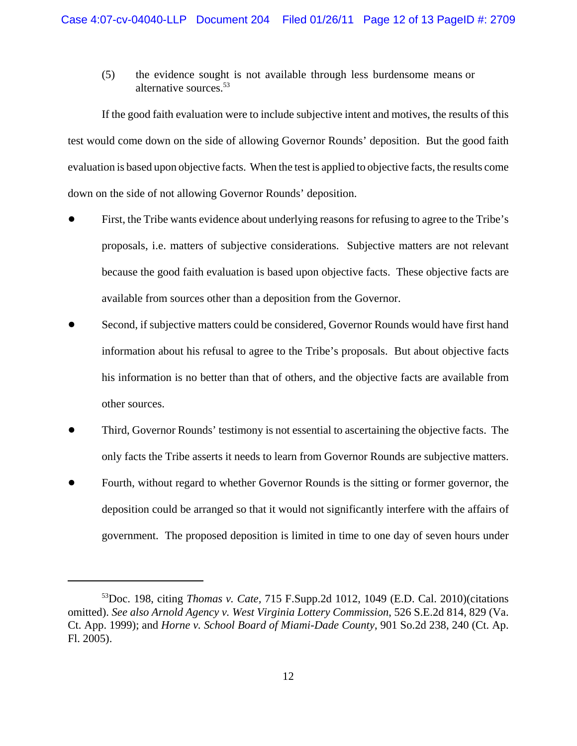(5) the evidence sought is not available through less burdensome means or alternative sources.[53]

If the good faith evaluation were to include subjective intent and motives, the results of this test would come down on the side of allowing Governor Rounds' deposition. But the good faith evaluation is based upon objective facts. When the test is applied to objective facts, the results come down on the side of not allowing Governor Rounds' deposition.

- First, the Tribe wants evidence about underlying reasons for refusing to agree to the Tribe's proposals, i.e. matters of subjective considerations. Subjective matters are not relevant because the good faith evaluation is based upon objective facts. These objective facts are available from sources other than a deposition from the Governor.
- Second, if subjective matters could be considered, Governor Rounds would have first hand information about his refusal to agree to the Tribe's proposals. But about objective facts his information is no better than that of others, and the objective facts are available from other sources.
- Third, Governor Rounds' testimony is not essential to ascertaining the objective facts. The only facts the Tribe asserts it needs to learn from Governor Rounds are subjective matters.
- Fourth, without regard to whether Governor Rounds is the sitting or former governor, the deposition could be arranged so that it would not significantly interfere with the affairs of government. The proposed deposition is limited in time to one day of seven hours under

---

[53] Doc. 198, citing *Thomas v. Cate*, 715 F.Supp.2d 1012, 1049 (E.D. Cal. 2010)(citations omitted). *See also Arnold Agency v. West Virginia Lottery Commission*, 526 S.E.2d 814, 829 (Va. Ct. App. 1999); and *Horne v. School Board of Miami-Dade County*, 901 So.2d 238, 240 (Ct. Ap. Fl. 2005).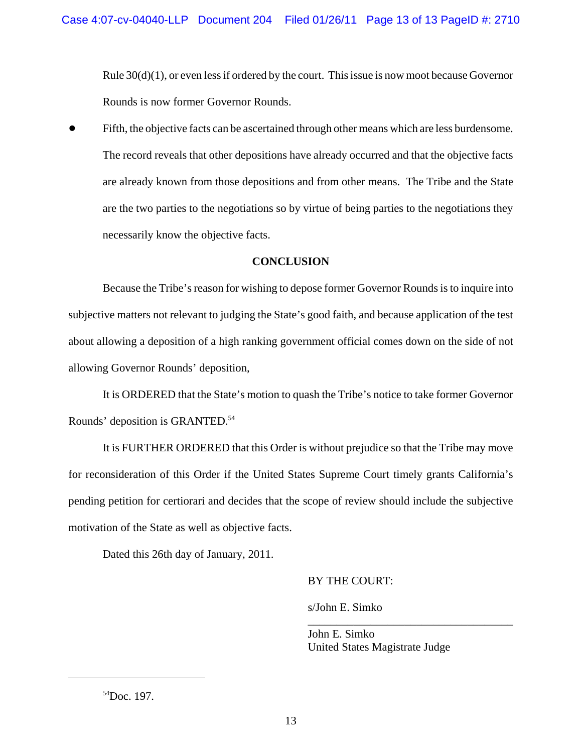Rule 30(d)(1), or even less if ordered by the court. This issue is now moot because Governor Rounds is now former Governor Rounds.

- Fifth, the objective facts can be ascertained through other means which are less burdensome. The record reveals that other depositions have already occurred and that the objective facts are already known from those depositions and from other means. The Tribe and the State are the two parties to the negotiations so by virtue of being parties to the negotiations they necessarily know the objective facts.

**CONCLUSION**

Because the Tribe's reason for wishing to depose former Governor Rounds is to inquire into subjective matters not relevant to judging the State's good faith, and because application of the test about allowing a deposition of a high ranking government official comes down on the side of not allowing Governor Rounds' deposition,

It is ORDERED that the State's motion to quash the Tribe's notice to take former Governor Rounds' deposition is GRANTED.[54]

It is FURTHER ORDERED that this Order is without prejudice so that the Tribe may move for reconsideration of this Order if the United States Supreme Court timely grants California's pending petition for certiorari and decides that the scope of review should include the subjective motivation of the State as well as objective facts.

Dated this 26th day of January, 2011.

BY THE COURT:

s/John E. Simko

John E. Simko
United States Magistrate Judge

---

[54] Doc. 197.